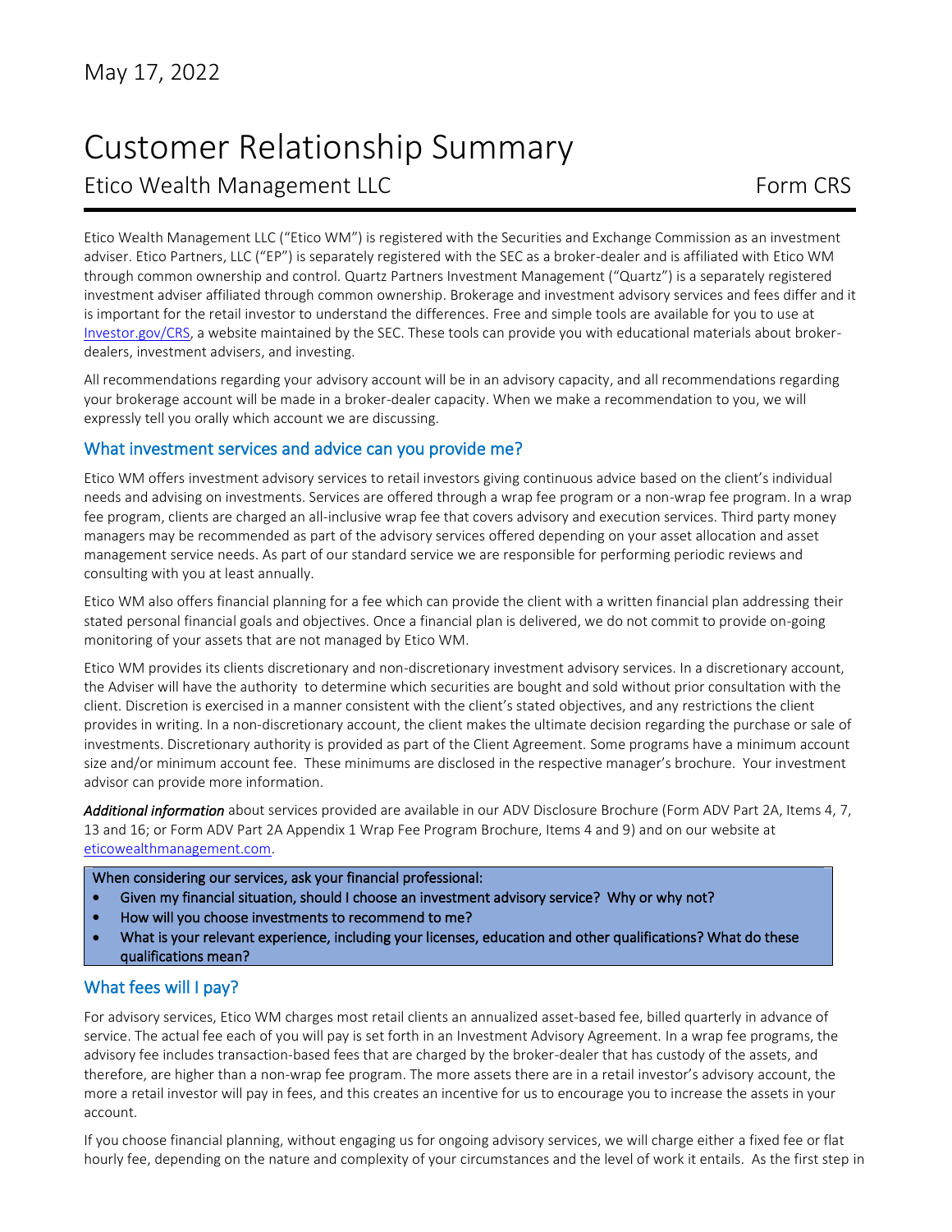May 17, 2022

# Customer Relationship Summary

## Etico Wealth Management LLC — Form CRS

Etico Wealth Management LLC ("Etico WM") is registered with the Securities and Exchange Commission as an investment adviser. Etico Partners, LLC ("EP") is separately registered with the SEC as a broker-dealer and is affiliated with Etico WM through common ownership and control. Quartz Partners Investment Management ("Quartz") is a separately registered investment adviser affiliated through common ownership. Brokerage and investment advisory services and fees differ and it is important for the retail investor to understand the differences. Free and simple tools are available for you to use at Investor.gov/CRS, a website maintained by the SEC. These tools can provide you with educational materials about broker-dealers, investment advisers, and investing.

All recommendations regarding your advisory account will be in an advisory capacity, and all recommendations regarding your brokerage account will be made in a broker-dealer capacity. When we make a recommendation to you, we will expressly tell you orally which account we are discussing.

### What investment services and advice can you provide me?

Etico WM offers investment advisory services to retail investors giving continuous advice based on the client's individual needs and advising on investments. Services are offered through a wrap fee program or a non-wrap fee program. In a wrap fee program, clients are charged an all-inclusive wrap fee that covers advisory and execution services. Third party money managers may be recommended as part of the advisory services offered depending on your asset allocation and asset management service needs. As part of our standard service we are responsible for performing periodic reviews and consulting with you at least annually.

Etico WM also offers financial planning for a fee which can provide the client with a written financial plan addressing their stated personal financial goals and objectives. Once a financial plan is delivered, we do not commit to provide on-going monitoring of your assets that are not managed by Etico WM.

Etico WM provides its clients discretionary and non-discretionary investment advisory services. In a discretionary account, the Adviser will have the authority to determine which securities are bought and sold without prior consultation with the client. Discretion is exercised in a manner consistent with the client's stated objectives, and any restrictions the client provides in writing. In a non-discretionary account, the client makes the ultimate decision regarding the purchase or sale of investments. Discretionary authority is provided as part of the Client Agreement. Some programs have a minimum account size and/or minimum account fee. These minimums are disclosed in the respective manager's brochure. Your investment advisor can provide more information.

***Additional information*** about services provided are available in our ADV Disclosure Brochure (Form ADV Part 2A, Items 4, 7, 13 and 16; or Form ADV Part 2A Appendix 1 Wrap Fee Program Brochure, Items 4 and 9) and on our website at eticowealthmanagement.com.

> When considering our services, ask your financial professional:
> - Given my financial situation, should I choose an investment advisory service? Why or why not?
> - How will you choose investments to recommend to me?
> - What is your relevant experience, including your licenses, education and other qualifications? What do these qualifications mean?

### What fees will I pay?

For advisory services, Etico WM charges most retail clients an annualized asset-based fee, billed quarterly in advance of service. The actual fee each of you will pay is set forth in an Investment Advisory Agreement. In a wrap fee programs, the advisory fee includes transaction-based fees that are charged by the broker-dealer that has custody of the assets, and therefore, are higher than a non-wrap fee program. The more assets there are in a retail investor's advisory account, the more a retail investor will pay in fees, and this creates an incentive for us to encourage you to increase the assets in your account.

If you choose financial planning, without engaging us for ongoing advisory services, we will charge either a fixed fee or flat hourly fee, depending on the nature and complexity of your circumstances and the level of work it entails. As the first step in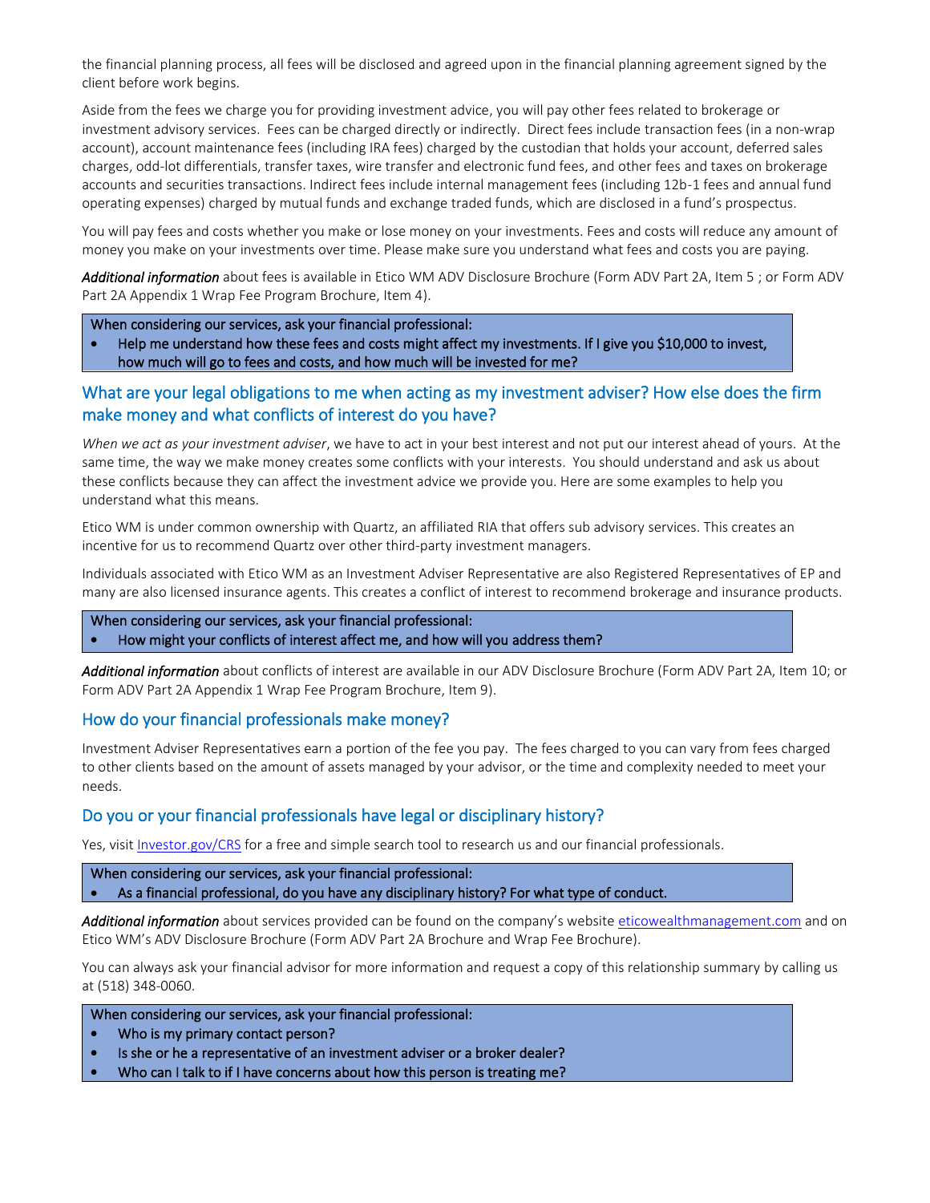the financial planning process, all fees will be disclosed and agreed upon in the financial planning agreement signed by the client before work begins.

Aside from the fees we charge you for providing investment advice, you will pay other fees related to brokerage or investment advisory services. Fees can be charged directly or indirectly. Direct fees include transaction fees (in a non-wrap account), account maintenance fees (including IRA fees) charged by the custodian that holds your account, deferred sales charges, odd-lot differentials, transfer taxes, wire transfer and electronic fund fees, and other fees and taxes on brokerage accounts and securities transactions. Indirect fees include internal management fees (including 12b-1 fees and annual fund operating expenses) charged by mutual funds and exchange traded funds, which are disclosed in a fund's prospectus.

You will pay fees and costs whether you make or lose money on your investments. Fees and costs will reduce any amount of money you make on your investments over time. Please make sure you understand what fees and costs you are paying.

***Additional information*** about fees is available in Etico WM ADV Disclosure Brochure (Form ADV Part 2A, Item 5 ; or Form ADV Part 2A Appendix 1 Wrap Fee Program Brochure, Item 4).

> When considering our services, ask your financial professional:
> - Help me understand how these fees and costs might affect my investments. If I give you $10,000 to invest, how much will go to fees and costs, and how much will be invested for me?

## What are your legal obligations to me when acting as my investment adviser? How else does the firm make money and what conflicts of interest do you have?

*When we act as your investment adviser*, we have to act in your best interest and not put our interest ahead of yours. At the same time, the way we make money creates some conflicts with your interests. You should understand and ask us about these conflicts because they can affect the investment advice we provide you. Here are some examples to help you understand what this means.

Etico WM is under common ownership with Quartz, an affiliated RIA that offers sub advisory services. This creates an incentive for us to recommend Quartz over other third-party investment managers.

Individuals associated with Etico WM as an Investment Adviser Representative are also Registered Representatives of EP and many are also licensed insurance agents. This creates a conflict of interest to recommend brokerage and insurance products.

> When considering our services, ask your financial professional:
> - How might your conflicts of interest affect me, and how will you address them?

***Additional information*** about conflicts of interest are available in our ADV Disclosure Brochure (Form ADV Part 2A, Item 10; or Form ADV Part 2A Appendix 1 Wrap Fee Program Brochure, Item 9).

## How do your financial professionals make money?

Investment Adviser Representatives earn a portion of the fee you pay. The fees charged to you can vary from fees charged to other clients based on the amount of assets managed by your advisor, or the time and complexity needed to meet your needs.

## Do you or your financial professionals have legal or disciplinary history?

Yes, visit [Investor.gov/CRS](Investor.gov/CRS) for a free and simple search tool to research us and our financial professionals.

> When considering our services, ask your financial professional:
> - As a financial professional, do you have any disciplinary history? For what type of conduct.

***Additional information*** about services provided can be found on the company's website [eticowealthmanagement.com](eticowealthmanagement.com) and on Etico WM's ADV Disclosure Brochure (Form ADV Part 2A Brochure and Wrap Fee Brochure).

You can always ask your financial advisor for more information and request a copy of this relationship summary by calling us at (518) 348-0060.

> When considering our services, ask your financial professional:
> - Who is my primary contact person?
> - Is she or he a representative of an investment adviser or a broker dealer?
> - Who can I talk to if I have concerns about how this person is treating me?